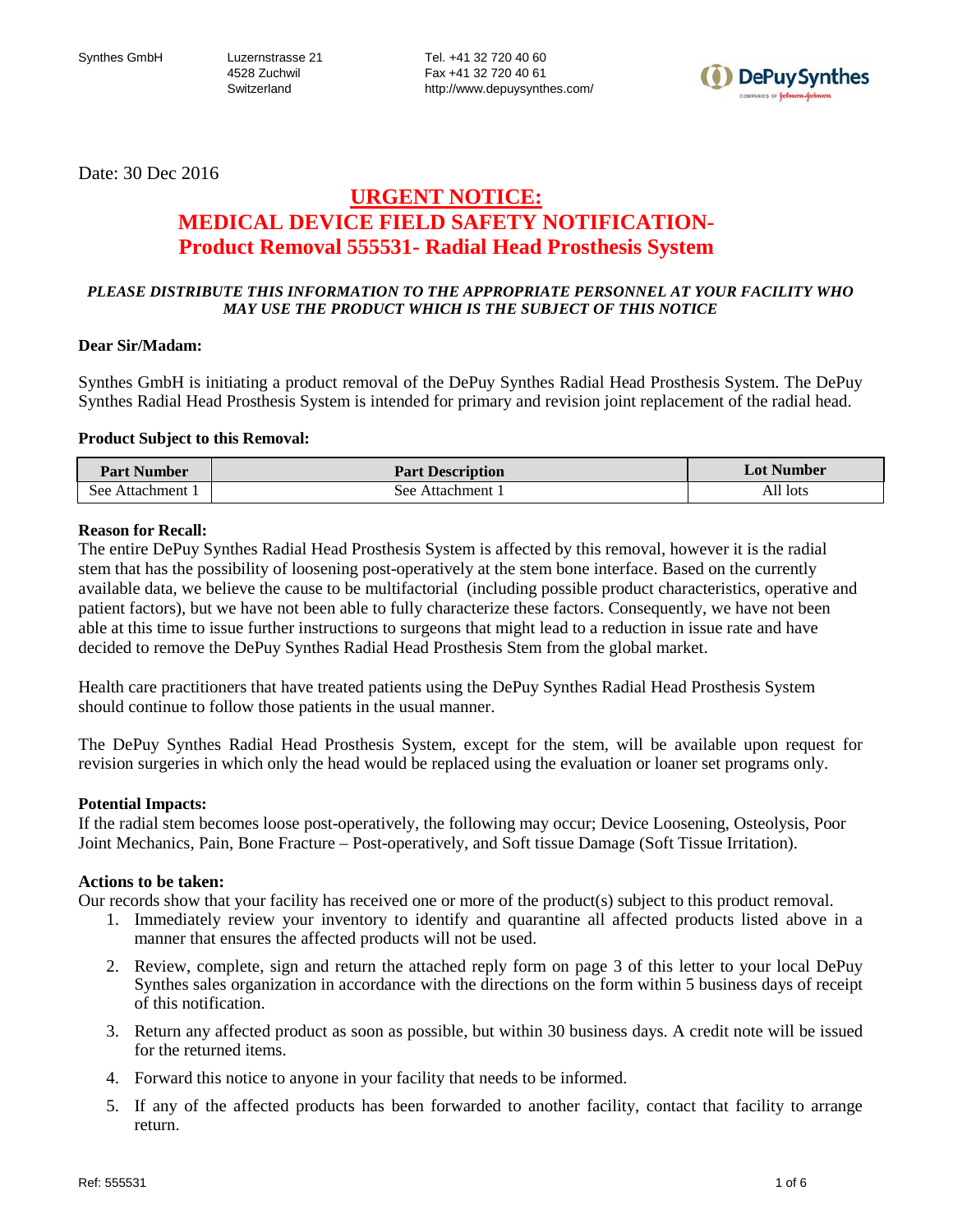Synthes GmbH
Luzernstrasse 21
4528 Zuchwil
Switzerland

Tel. +41 32 720 40 60
Fax +41 32 720 40 61
http://www.depuysynthes.com/

Date: 30 Dec 2016

# URGENT NOTICE:
# MEDICAL DEVICE FIELD SAFETY NOTIFICATION- Product Removal 555531- Radial Head Prosthesis System

***PLEASE DISTRIBUTE THIS INFORMATION TO THE APPROPRIATE PERSONNEL AT YOUR FACILITY WHO MAY USE THE PRODUCT WHICH IS THE SUBJECT OF THIS NOTICE***

**Dear Sir/Madam:**

Synthes GmbH is initiating a product removal of the DePuy Synthes Radial Head Prosthesis System. The DePuy Synthes Radial Head Prosthesis System is intended for primary and revision joint replacement of the radial head.

**Product Subject to this Removal:**

| Part Number | Part Description | Lot Number |
|---|---|---|
| See Attachment 1 | See Attachment 1 | All lots |

**Reason for Recall:**
The entire DePuy Synthes Radial Head Prosthesis System is affected by this removal, however it is the radial stem that has the possibility of loosening post-operatively at the stem bone interface. Based on the currently available data, we believe the cause to be multifactorial (including possible product characteristics, operative and patient factors), but we have not been able to fully characterize these factors. Consequently, we have not been able at this time to issue further instructions to surgeons that might lead to a reduction in issue rate and have decided to remove the DePuy Synthes Radial Head Prosthesis Stem from the global market.

Health care practitioners that have treated patients using the DePuy Synthes Radial Head Prosthesis System should continue to follow those patients in the usual manner.

The DePuy Synthes Radial Head Prosthesis System, except for the stem, will be available upon request for revision surgeries in which only the head would be replaced using the evaluation or loaner set programs only.

**Potential Impacts:**
If the radial stem becomes loose post-operatively, the following may occur; Device Loosening, Osteolysis, Poor Joint Mechanics, Pain, Bone Fracture – Post-operatively, and Soft tissue Damage (Soft Tissue Irritation).

**Actions to be taken:**
Our records show that your facility has received one or more of the product(s) subject to this product removal.

1. Immediately review your inventory to identify and quarantine all affected products listed above in a manner that ensures the affected products will not be used.
2. Review, complete, sign and return the attached reply form on page 3 of this letter to your local DePuy Synthes sales organization in accordance with the directions on the form within 5 business days of receipt of this notification.
3. Return any affected product as soon as possible, but within 30 business days. A credit note will be issued for the returned items.
4. Forward this notice to anyone in your facility that needs to be informed.
5. If any of the affected products has been forwarded to another facility, contact that facility to arrange return.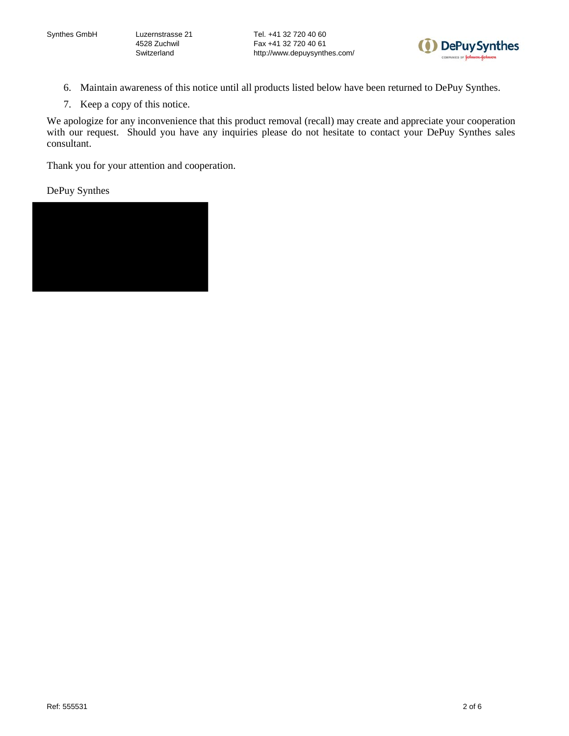6. Maintain awareness of this notice until all products listed below have been returned to DePuy Synthes.
7. Keep a copy of this notice.

We apologize for any inconvenience that this product removal (recall) may create and appreciate your cooperation with our request. Should you have any inquiries please do not hesitate to contact your DePuy Synthes sales consultant.

Thank you for your attention and cooperation.

DePuy Synthes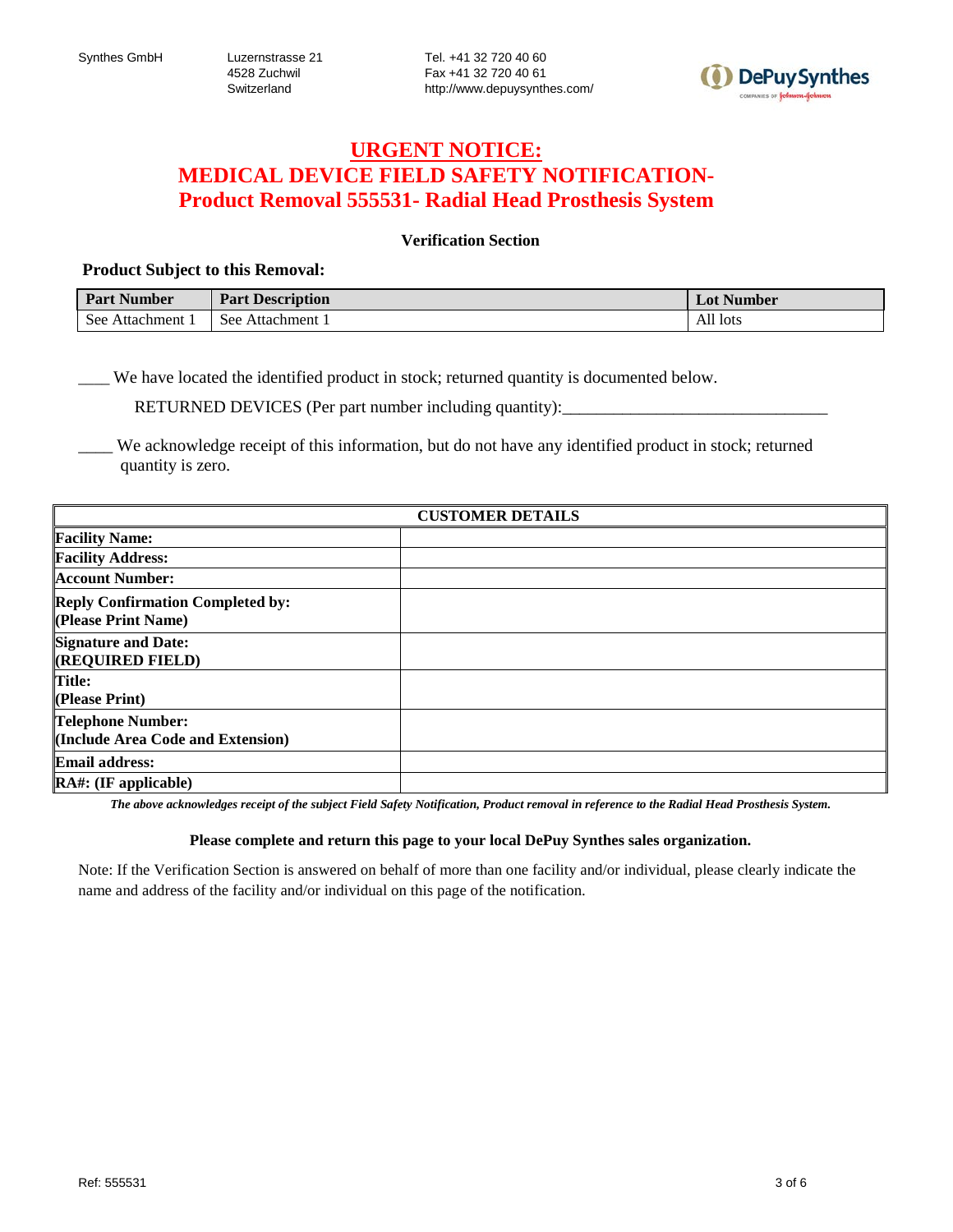Synthes GmbH

Luzernstrasse 21
4528 Zuchwil
Switzerland

Tel. +41 32 720 40 60
Fax +41 32 720 40 61
http://www.depuysynthes.com/

# URGENT NOTICE:
# MEDICAL DEVICE FIELD SAFETY NOTIFICATION- Product Removal 555531- Radial Head Prosthesis System

**Verification Section**

**Product Subject to this Removal:**

| Part Number | Part Description | Lot Number |
|---|---|---|
| See Attachment 1 | See Attachment 1 | All lots |

____ We have located the identified product in stock; returned quantity is documented below.

RETURNED DEVICES (Per part number including quantity):_______________________________

____ We acknowledge receipt of this information, but do not have any identified product in stock; returned quantity is zero.

| CUSTOMER DETAILS | |
|---|---|
| **Facility Name:** | |
| **Facility Address:** | |
| **Account Number:** | |
| **Reply Confirmation Completed by: (Please Print Name)** | |
| **Signature and Date: (REQUIRED FIELD)** | |
| **Title: (Please Print)** | |
| **Telephone Number: (Include Area Code and Extension)** | |
| **Email address:** | |
| **RA#: (IF applicable)** | |

***The above acknowledges receipt of the subject Field Safety Notification, Product removal in reference to the Radial Head Prosthesis System.***

**Please complete and return this page to your local DePuy Synthes sales organization.**

Note: If the Verification Section is answered on behalf of more than one facility and/or individual, please clearly indicate the name and address of the facility and/or individual on this page of the notification.

Ref: 555531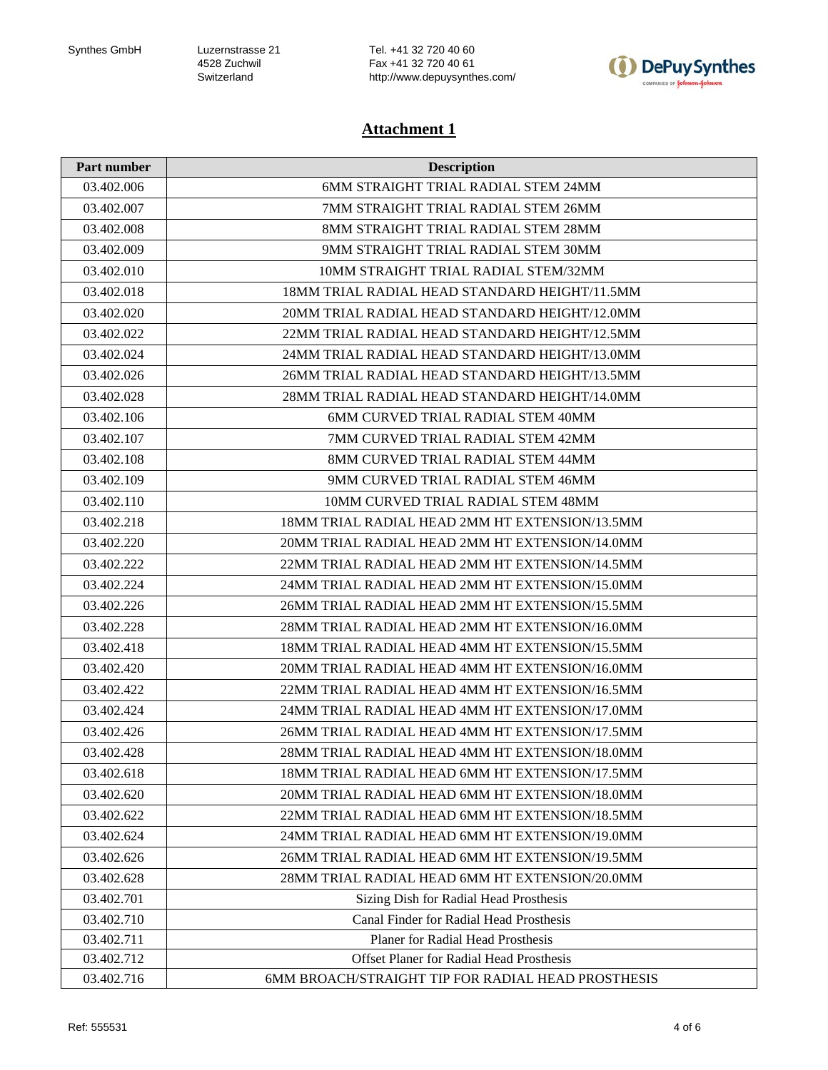Synthes GmbH
Luzernstrasse 21
4528 Zuchwil
Switzerland

Tel. +41 32 720 40 60
Fax +41 32 720 40 61
http://www.depuysynthes.com/

## Attachment 1

| Part number | Description |
|---|---|
| 03.402.006 | 6MM STRAIGHT TRIAL RADIAL STEM 24MM |
| 03.402.007 | 7MM STRAIGHT TRIAL RADIAL STEM 26MM |
| 03.402.008 | 8MM STRAIGHT TRIAL RADIAL STEM 28MM |
| 03.402.009 | 9MM STRAIGHT TRIAL RADIAL STEM 30MM |
| 03.402.010 | 10MM STRAIGHT TRIAL RADIAL STEM/32MM |
| 03.402.018 | 18MM TRIAL RADIAL HEAD STANDARD HEIGHT/11.5MM |
| 03.402.020 | 20MM TRIAL RADIAL HEAD STANDARD HEIGHT/12.0MM |
| 03.402.022 | 22MM TRIAL RADIAL HEAD STANDARD HEIGHT/12.5MM |
| 03.402.024 | 24MM TRIAL RADIAL HEAD STANDARD HEIGHT/13.0MM |
| 03.402.026 | 26MM TRIAL RADIAL HEAD STANDARD HEIGHT/13.5MM |
| 03.402.028 | 28MM TRIAL RADIAL HEAD STANDARD HEIGHT/14.0MM |
| 03.402.106 | 6MM CURVED TRIAL RADIAL STEM 40MM |
| 03.402.107 | 7MM CURVED TRIAL RADIAL STEM 42MM |
| 03.402.108 | 8MM CURVED TRIAL RADIAL STEM 44MM |
| 03.402.109 | 9MM CURVED TRIAL RADIAL STEM 46MM |
| 03.402.110 | 10MM CURVED TRIAL RADIAL STEM 48MM |
| 03.402.218 | 18MM TRIAL RADIAL HEAD 2MM HT EXTENSION/13.5MM |
| 03.402.220 | 20MM TRIAL RADIAL HEAD 2MM HT EXTENSION/14.0MM |
| 03.402.222 | 22MM TRIAL RADIAL HEAD 2MM HT EXTENSION/14.5MM |
| 03.402.224 | 24MM TRIAL RADIAL HEAD 2MM HT EXTENSION/15.0MM |
| 03.402.226 | 26MM TRIAL RADIAL HEAD 2MM HT EXTENSION/15.5MM |
| 03.402.228 | 28MM TRIAL RADIAL HEAD 2MM HT EXTENSION/16.0MM |
| 03.402.418 | 18MM TRIAL RADIAL HEAD 4MM HT EXTENSION/15.5MM |
| 03.402.420 | 20MM TRIAL RADIAL HEAD 4MM HT EXTENSION/16.0MM |
| 03.402.422 | 22MM TRIAL RADIAL HEAD 4MM HT EXTENSION/16.5MM |
| 03.402.424 | 24MM TRIAL RADIAL HEAD 4MM HT EXTENSION/17.0MM |
| 03.402.426 | 26MM TRIAL RADIAL HEAD 4MM HT EXTENSION/17.5MM |
| 03.402.428 | 28MM TRIAL RADIAL HEAD 4MM HT EXTENSION/18.0MM |
| 03.402.618 | 18MM TRIAL RADIAL HEAD 6MM HT EXTENSION/17.5MM |
| 03.402.620 | 20MM TRIAL RADIAL HEAD 6MM HT EXTENSION/18.0MM |
| 03.402.622 | 22MM TRIAL RADIAL HEAD 6MM HT EXTENSION/18.5MM |
| 03.402.624 | 24MM TRIAL RADIAL HEAD 6MM HT EXTENSION/19.0MM |
| 03.402.626 | 26MM TRIAL RADIAL HEAD 6MM HT EXTENSION/19.5MM |
| 03.402.628 | 28MM TRIAL RADIAL HEAD 6MM HT EXTENSION/20.0MM |
| 03.402.701 | Sizing Dish for Radial Head Prosthesis |
| 03.402.710 | Canal Finder for Radial Head Prosthesis |
| 03.402.711 | Planer for Radial Head Prosthesis |
| 03.402.712 | Offset Planer for Radial Head Prosthesis |
| 03.402.716 | 6MM BROACH/STRAIGHT TIP FOR RADIAL HEAD PROSTHESIS |

Ref: 555531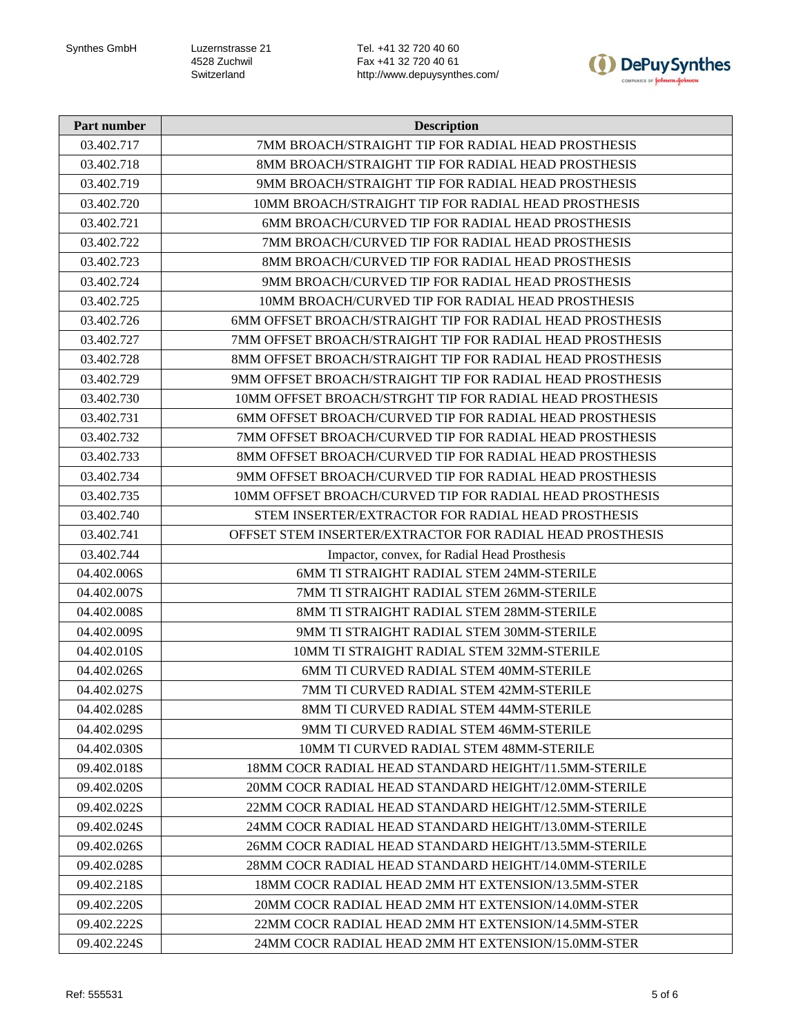| Part number | Description |
| --- | --- |
| 03.402.717 | 7MM BROACH/STRAIGHT TIP FOR RADIAL HEAD PROSTHESIS |
| 03.402.718 | 8MM BROACH/STRAIGHT TIP FOR RADIAL HEAD PROSTHESIS |
| 03.402.719 | 9MM BROACH/STRAIGHT TIP FOR RADIAL HEAD PROSTHESIS |
| 03.402.720 | 10MM BROACH/STRAIGHT TIP FOR RADIAL HEAD PROSTHESIS |
| 03.402.721 | 6MM BROACH/CURVED TIP FOR RADIAL HEAD PROSTHESIS |
| 03.402.722 | 7MM BROACH/CURVED TIP FOR RADIAL HEAD PROSTHESIS |
| 03.402.723 | 8MM BROACH/CURVED TIP FOR RADIAL HEAD PROSTHESIS |
| 03.402.724 | 9MM BROACH/CURVED TIP FOR RADIAL HEAD PROSTHESIS |
| 03.402.725 | 10MM BROACH/CURVED TIP FOR RADIAL HEAD PROSTHESIS |
| 03.402.726 | 6MM OFFSET BROACH/STRAIGHT TIP FOR RADIAL HEAD PROSTHESIS |
| 03.402.727 | 7MM OFFSET BROACH/STRAIGHT TIP FOR RADIAL HEAD PROSTHESIS |
| 03.402.728 | 8MM OFFSET BROACH/STRAIGHT TIP FOR RADIAL HEAD PROSTHESIS |
| 03.402.729 | 9MM OFFSET BROACH/STRAIGHT TIP FOR RADIAL HEAD PROSTHESIS |
| 03.402.730 | 10MM OFFSET BROACH/STRGHT TIP FOR RADIAL HEAD PROSTHESIS |
| 03.402.731 | 6MM OFFSET BROACH/CURVED TIP FOR RADIAL HEAD PROSTHESIS |
| 03.402.732 | 7MM OFFSET BROACH/CURVED TIP FOR RADIAL HEAD PROSTHESIS |
| 03.402.733 | 8MM OFFSET BROACH/CURVED TIP FOR RADIAL HEAD PROSTHESIS |
| 03.402.734 | 9MM OFFSET BROACH/CURVED TIP FOR RADIAL HEAD PROSTHESIS |
| 03.402.735 | 10MM OFFSET BROACH/CURVED TIP FOR RADIAL HEAD PROSTHESIS |
| 03.402.740 | STEM INSERTER/EXTRACTOR FOR RADIAL HEAD PROSTHESIS |
| 03.402.741 | OFFSET STEM INSERTER/EXTRACTOR FOR RADIAL HEAD PROSTHESIS |
| 03.402.744 | Impactor, convex, for Radial Head Prosthesis |
| 04.402.006S | 6MM TI STRAIGHT RADIAL STEM 24MM-STERILE |
| 04.402.007S | 7MM TI STRAIGHT RADIAL STEM 26MM-STERILE |
| 04.402.008S | 8MM TI STRAIGHT RADIAL STEM 28MM-STERILE |
| 04.402.009S | 9MM TI STRAIGHT RADIAL STEM 30MM-STERILE |
| 04.402.010S | 10MM TI STRAIGHT RADIAL STEM 32MM-STERILE |
| 04.402.026S | 6MM TI CURVED RADIAL STEM 40MM-STERILE |
| 04.402.027S | 7MM TI CURVED RADIAL STEM 42MM-STERILE |
| 04.402.028S | 8MM TI CURVED RADIAL STEM 44MM-STERILE |
| 04.402.029S | 9MM TI CURVED RADIAL STEM 46MM-STERILE |
| 04.402.030S | 10MM TI CURVED RADIAL STEM 48MM-STERILE |
| 09.402.018S | 18MM COCR RADIAL HEAD STANDARD HEIGHT/11.5MM-STERILE |
| 09.402.020S | 20MM COCR RADIAL HEAD STANDARD HEIGHT/12.0MM-STERILE |
| 09.402.022S | 22MM COCR RADIAL HEAD STANDARD HEIGHT/12.5MM-STERILE |
| 09.402.024S | 24MM COCR RADIAL HEAD STANDARD HEIGHT/13.0MM-STERILE |
| 09.402.026S | 26MM COCR RADIAL HEAD STANDARD HEIGHT/13.5MM-STERILE |
| 09.402.028S | 28MM COCR RADIAL HEAD STANDARD HEIGHT/14.0MM-STERILE |
| 09.402.218S | 18MM COCR RADIAL HEAD 2MM HT EXTENSION/13.5MM-STER |
| 09.402.220S | 20MM COCR RADIAL HEAD 2MM HT EXTENSION/14.0MM-STER |
| 09.402.222S | 22MM COCR RADIAL HEAD 2MM HT EXTENSION/14.5MM-STER |
| 09.402.224S | 24MM COCR RADIAL HEAD 2MM HT EXTENSION/15.0MM-STER |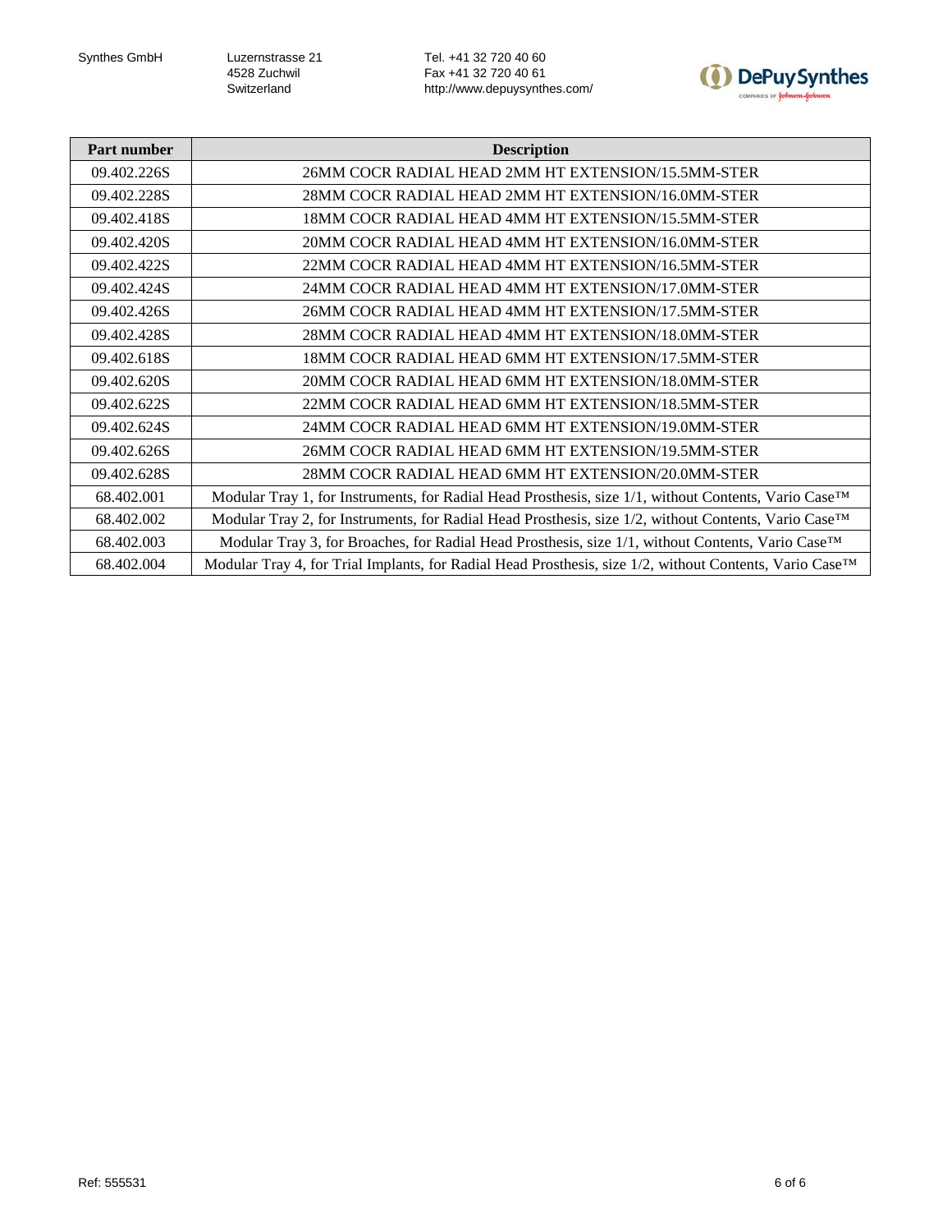| Part number | Description |
| --- | --- |
| 09.402.226S | 26MM COCR RADIAL HEAD 2MM HT EXTENSION/15.5MM-STER |
| 09.402.228S | 28MM COCR RADIAL HEAD 2MM HT EXTENSION/16.0MM-STER |
| 09.402.418S | 18MM COCR RADIAL HEAD 4MM HT EXTENSION/15.5MM-STER |
| 09.402.420S | 20MM COCR RADIAL HEAD 4MM HT EXTENSION/16.0MM-STER |
| 09.402.422S | 22MM COCR RADIAL HEAD 4MM HT EXTENSION/16.5MM-STER |
| 09.402.424S | 24MM COCR RADIAL HEAD 4MM HT EXTENSION/17.0MM-STER |
| 09.402.426S | 26MM COCR RADIAL HEAD 4MM HT EXTENSION/17.5MM-STER |
| 09.402.428S | 28MM COCR RADIAL HEAD 4MM HT EXTENSION/18.0MM-STER |
| 09.402.618S | 18MM COCR RADIAL HEAD 6MM HT EXTENSION/17.5MM-STER |
| 09.402.620S | 20MM COCR RADIAL HEAD 6MM HT EXTENSION/18.0MM-STER |
| 09.402.622S | 22MM COCR RADIAL HEAD 6MM HT EXTENSION/18.5MM-STER |
| 09.402.624S | 24MM COCR RADIAL HEAD 6MM HT EXTENSION/19.0MM-STER |
| 09.402.626S | 26MM COCR RADIAL HEAD 6MM HT EXTENSION/19.5MM-STER |
| 09.402.628S | 28MM COCR RADIAL HEAD 6MM HT EXTENSION/20.0MM-STER |
| 68.402.001 | Modular Tray 1, for Instruments, for Radial Head Prosthesis, size 1/1, without Contents, Vario Case™ |
| 68.402.002 | Modular Tray 2, for Instruments, for Radial Head Prosthesis, size 1/2, without Contents, Vario Case™ |
| 68.402.003 | Modular Tray 3, for Broaches, for Radial Head Prosthesis, size 1/1, without Contents, Vario Case™ |
| 68.402.004 | Modular Tray 4, for Trial Implants, for Radial Head Prosthesis, size 1/2, without Contents, Vario Case™ |